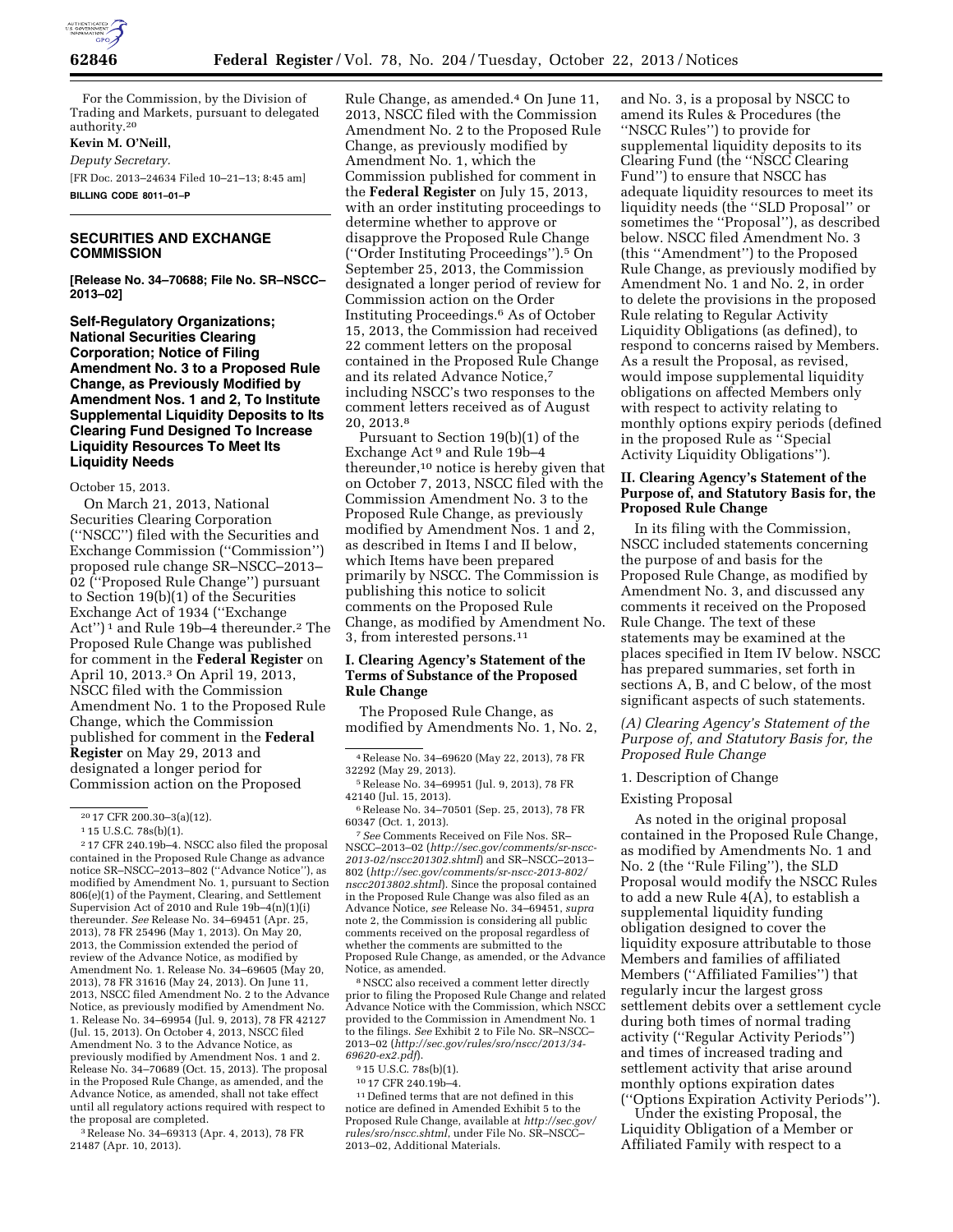For the Commission, by the Division of Trading and Markets, pursuant to delegated authority.[20]

**Kevin M. O'Neill,**

*Deputy Secretary.*

[FR Doc. 2013–24634 Filed 10–21–13; 8:45 am]

**BILLING CODE 8011–01–P**

---

## SECURITIES AND EXCHANGE COMMISSION

**[Release No. 34–70688; File No. SR–NSCC–2013–02]**

## Self-Regulatory Organizations; National Securities Clearing Corporation; Notice of Filing Amendment No. 3 to a Proposed Rule Change, as Previously Modified by Amendment Nos. 1 and 2, To Institute Supplemental Liquidity Deposits to Its Clearing Fund Designed To Increase Liquidity Resources To Meet Its Liquidity Needs

October 15, 2013.

On March 21, 2013, National Securities Clearing Corporation (''NSCC'') filed with the Securities and Exchange Commission (''Commission'') proposed rule change SR–NSCC–2013–02 (''Proposed Rule Change'') pursuant to Section 19(b)(1) of the Securities Exchange Act of 1934 (''Exchange Act'')[1] and Rule 19b–4 thereunder.[2] The Proposed Rule Change was published for comment in the **Federal Register** on April 10, 2013.[3] On April 19, 2013, NSCC filed with the Commission Amendment No. 1 to the Proposed Rule Change, which the Commission published for comment in the **Federal Register** on May 29, 2013 and designated a longer period for Commission action on the Proposed Rule Change, as amended.[4] On June 11, 2013, NSCC filed with the Commission Amendment No. 2 to the Proposed Rule Change, as previously modified by Amendment No. 1, which the Commission published for comment in the **Federal Register** on July 15, 2013, with an order instituting proceedings to determine whether to approve or disapprove the Proposed Rule Change (''Order Instituting Proceedings'').[5] On September 25, 2013, the Commission designated a longer period of review for Commission action on the Order Instituting Proceedings.[6] As of October 15, 2013, the Commission had received 22 comment letters on the proposal contained in the Proposed Rule Change and its related Advance Notice,[7] including NSCC's two responses to the comment letters received as of August 20, 2013.[8]

Pursuant to Section 19(b)(1) of the Exchange Act[9] and Rule 19b–4 thereunder,[10] notice is hereby given that on October 7, 2013, NSCC filed with the Commission Amendment No. 3 to the Proposed Rule Change, as previously modified by Amendment Nos. 1 and 2, as described in Items I and II below, which Items have been prepared primarily by NSCC. The Commission is publishing this notice to solicit comments on the Proposed Rule Change, as modified by Amendment No. 3, from interested persons.[11]

### I. Clearing Agency's Statement of the Terms of Substance of the Proposed Rule Change

The Proposed Rule Change, as modified by Amendments No. 1, No. 2, and No. 3, is a proposal by NSCC to amend its Rules & Procedures (the ''NSCC Rules'') to provide for supplemental liquidity deposits to its Clearing Fund (the ''NSCC Clearing Fund'') to ensure that NSCC has adequate liquidity resources to meet its liquidity needs (the ''SLD Proposal'' or sometimes the ''Proposal''), as described below. NSCC filed Amendment No. 3 (this ''Amendment'') to the Proposed Rule Change, as previously modified by Amendment No. 1 and No. 2, in order to delete the provisions in the proposed Rule relating to Regular Activity Liquidity Obligations (as defined), to respond to concerns raised by Members. As a result the Proposal, as revised, would impose supplemental liquidity obligations on affected Members only with respect to activity relating to monthly options expiry periods (defined in the proposed Rule as ''Special Activity Liquidity Obligations'').

### II. Clearing Agency's Statement of the Purpose of, and Statutory Basis for, the Proposed Rule Change

In its filing with the Commission, NSCC included statements concerning the purpose of and basis for the Proposed Rule Change, as modified by Amendment No. 3, and discussed any comments it received on the Proposed Rule Change. The text of these statements may be examined at the places specified in Item IV below. NSCC has prepared summaries, set forth in sections A, B, and C below, of the most significant aspects of such statements.

*(A) Clearing Agency's Statement of the Purpose of, and Statutory Basis for, the Proposed Rule Change*

1. Description of Change

Existing Proposal

As noted in the original proposal contained in the Proposed Rule Change, as modified by Amendments No. 1 and No. 2 (the ''Rule Filing''), the SLD Proposal would modify the NSCC Rules to add a new Rule 4(A), to establish a supplemental liquidity funding obligation designed to cover the liquidity exposure attributable to those Members and families of affiliated Members (''Affiliated Families'') that regularly incur the largest gross settlement debits over a settlement cycle during both times of normal trading activity (''Regular Activity Periods'') and times of increased trading and settlement activity that arise around monthly options expiration dates (''Options Expiration Activity Periods'').

Under the existing Proposal, the Liquidity Obligation of a Member or Affiliated Family with respect to a

---

[20] 17 CFR 200.30–3(a)(12).

[1] 15 U.S.C. 78s(b)(1).

[2] 17 CFR 240.19b–4. NSCC also filed the proposal contained in the Proposed Rule Change as advance notice SR–NSCC–2013–802 (''Advance Notice''), as modified by Amendment No. 1, pursuant to Section 806(e)(1) of the Payment, Clearing, and Settlement Supervision Act of 2010 and Rule 19b–4(n)(1)(i) thereunder. *See* Release No. 34–69451 (Apr. 25, 2013), 78 FR 25496 (May 1, 2013). On May 20, 2013, the Commission extended the period of review of the Advance Notice, as modified by Amendment No. 1. Release No. 34–69605 (May 20, 2013), 78 FR 31616 (May 24, 2013). On June 11, 2013, NSCC filed Amendment No. 2 to the Advance Notice, as previously modified by Amendment No. 1. Release No. 34–69954 (Jul. 9, 2013), 78 FR 42127 (Jul. 15, 2013). On October 4, 2013, NSCC filed Amendment No. 3 to the Advance Notice, as previously modified by Amendment Nos. 1 and 2. Release No. 34–70689 (Oct. 15, 2013). The proposal in the Proposed Rule Change, as amended, and the Advance Notice, as amended, shall not take effect until all regulatory actions required with respect to the proposal are completed.

[3] Release No. 34–69313 (Apr. 4, 2013), 78 FR 21487 (Apr. 10, 2013).

[4] Release No. 34–69620 (May 22, 2013), 78 FR 32292 (May 29, 2013).

[5] Release No. 34–69951 (Jul. 9, 2013), 78 FR 42140 (Jul. 15, 2013).

[6] Release No. 34–70501 (Sep. 25, 2013), 78 FR 60347 (Oct. 1, 2013).

[7] *See* Comments Received on File Nos. SR–NSCC–2013–02 (*http://sec.gov/comments/sr-nscc-2013-02/nscc201302.shtml*) and SR–NSCC–2013–802 (*http://sec.gov/comments/sr-nscc-2013-802/nscc2013802.shtml*). Since the proposal contained in the Proposed Rule Change was also filed as an Advance Notice, *see* Release No. 34–69451, *supra* note 2, the Commission is considering all public comments received on the proposal regardless of whether the comments are submitted to the Proposed Rule Change, as amended, or the Advance Notice, as amended.

[8] NSCC also received a comment letter directly prior to filing the Proposed Rule Change and related Advance Notice with the Commission, which NSCC provided to the Commission in Amendment No. 1 to the filings. *See* Exhibit 2 to File No. SR–NSCC–2013–02 (*http://sec.gov/rules/sro/nscc/2013/34-69620-ex2.pdf*).

[9] 15 U.S.C. 78s(b)(1).

[10] 17 CFR 240.19b–4.

[11] Defined terms that are not defined in this notice are defined in Amended Exhibit 5 to the Proposed Rule Change, available at *http://sec.gov/rules/sro/nscc.shtml*, under File No. SR–NSCC–2013–02, Additional Materials.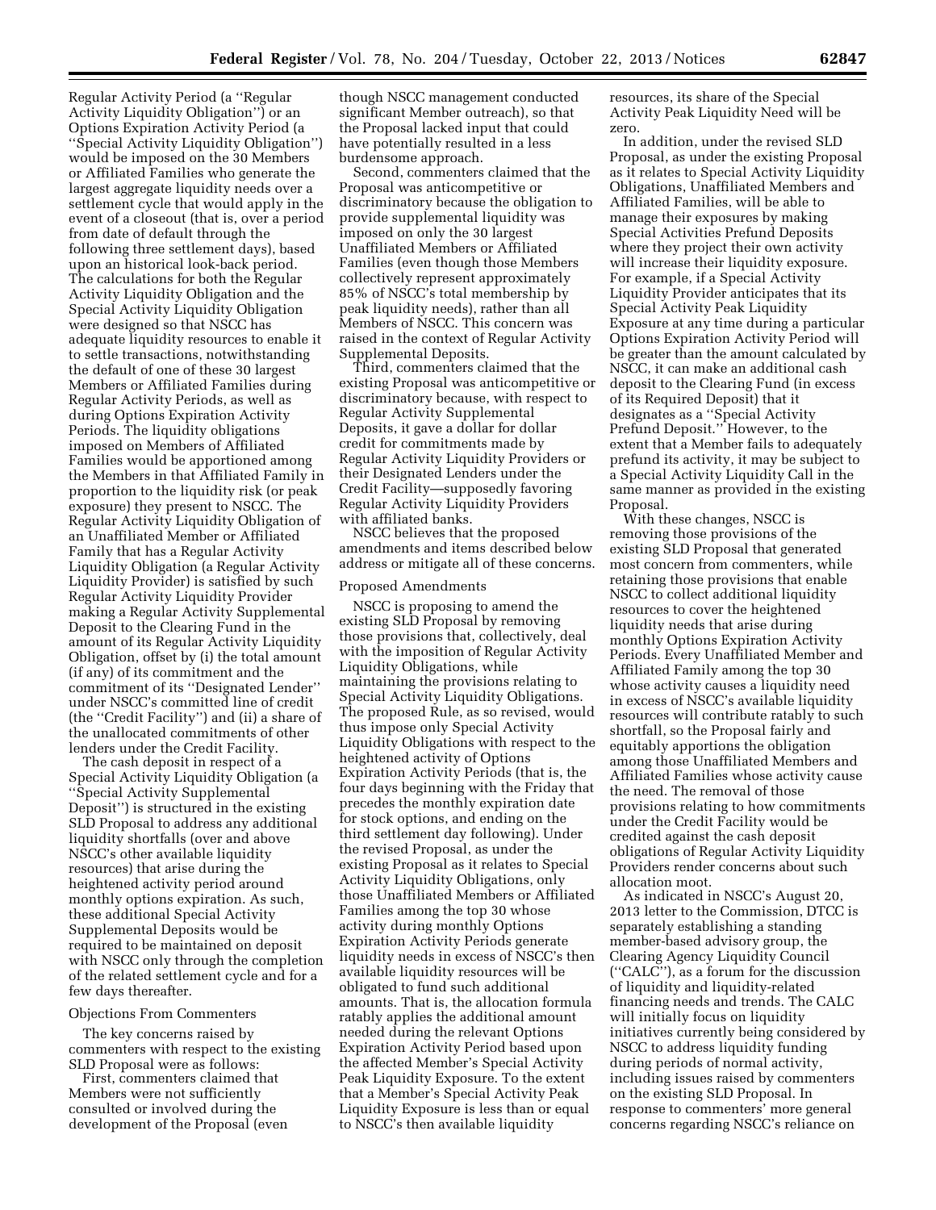Regular Activity Period (a ''Regular Activity Liquidity Obligation'') or an Options Expiration Activity Period (a ''Special Activity Liquidity Obligation'') would be imposed on the 30 Members or Affiliated Families who generate the largest aggregate liquidity needs over a settlement cycle that would apply in the event of a closeout (that is, over a period from date of default through the following three settlement days), based upon an historical look-back period. The calculations for both the Regular Activity Liquidity Obligation and the Special Activity Liquidity Obligation were designed so that NSCC has adequate liquidity resources to enable it to settle transactions, notwithstanding the default of one of these 30 largest Members or Affiliated Families during Regular Activity Periods, as well as during Options Expiration Activity Periods. The liquidity obligations imposed on Members of Affiliated Families would be apportioned among the Members in that Affiliated Family in proportion to the liquidity risk (or peak exposure) they present to NSCC. The Regular Activity Liquidity Obligation of an Unaffiliated Member or Affiliated Family that has a Regular Activity Liquidity Obligation (a Regular Activity Liquidity Provider) is satisfied by such Regular Activity Liquidity Provider making a Regular Activity Supplemental Deposit to the Clearing Fund in the amount of its Regular Activity Liquidity Obligation, offset by (i) the total amount (if any) of its commitment and the commitment of its ''Designated Lender'' under NSCC's committed line of credit (the ''Credit Facility'') and (ii) a share of the unallocated commitments of other lenders under the Credit Facility.

The cash deposit in respect of a Special Activity Liquidity Obligation (a ''Special Activity Supplemental Deposit'') is structured in the existing SLD Proposal to address any additional liquidity shortfalls (over and above NSCC's other available liquidity resources) that arise during the heightened activity period around monthly options expiration. As such, these additional Special Activity Supplemental Deposits would be required to be maintained on deposit with NSCC only through the completion of the related settlement cycle and for a few days thereafter.

Objections From Commenters

The key concerns raised by commenters with respect to the existing SLD Proposal were as follows:

First, commenters claimed that Members were not sufficiently consulted or involved during the development of the Proposal (even though NSCC management conducted significant Member outreach), so that the Proposal lacked input that could have potentially resulted in a less burdensome approach.

Second, commenters claimed that the Proposal was anticompetitive or discriminatory because the obligation to provide supplemental liquidity was imposed on only the 30 largest Unaffiliated Members or Affiliated Families (even though those Members collectively represent approximately 85% of NSCC's total membership by peak liquidity needs), rather than all Members of NSCC. This concern was raised in the context of Regular Activity Supplemental Deposits.

Third, commenters claimed that the existing Proposal was anticompetitive or discriminatory because, with respect to Regular Activity Supplemental Deposits, it gave a dollar for dollar credit for commitments made by Regular Activity Liquidity Providers or their Designated Lenders under the Credit Facility—supposedly favoring Regular Activity Liquidity Providers with affiliated banks.

NSCC believes that the proposed amendments and items described below address or mitigate all of these concerns.

Proposed Amendments

NSCC is proposing to amend the existing SLD Proposal by removing those provisions that, collectively, deal with the imposition of Regular Activity Liquidity Obligations, while maintaining the provisions relating to Special Activity Liquidity Obligations. The proposed Rule, as so revised, would thus impose only Special Activity Liquidity Obligations with respect to the heightened activity of Options Expiration Activity Periods (that is, the four days beginning with the Friday that precedes the monthly expiration date for stock options, and ending on the third settlement day following). Under the revised Proposal, as under the existing Proposal as it relates to Special Activity Liquidity Obligations, only those Unaffiliated Members or Affiliated Families among the top 30 whose activity during monthly Options Expiration Activity Periods generate liquidity needs in excess of NSCC's then available liquidity resources will be obligated to fund such additional amounts. That is, the allocation formula ratably applies the additional amount needed during the relevant Options Expiration Activity Period based upon the affected Member's Special Activity Peak Liquidity Exposure. To the extent that a Member's Special Activity Peak Liquidity Exposure is less than or equal to NSCC's then available liquidity resources, its share of the Special Activity Peak Liquidity Need will be zero.

In addition, under the revised SLD Proposal, as under the existing Proposal as it relates to Special Activity Liquidity Obligations, Unaffiliated Members and Affiliated Families, will be able to manage their exposures by making Special Activities Prefund Deposits where they project their own activity will increase their liquidity exposure. For example, if a Special Activity Liquidity Provider anticipates that its Special Activity Peak Liquidity Exposure at any time during a particular Options Expiration Activity Period will be greater than the amount calculated by NSCC, it can make an additional cash deposit to the Clearing Fund (in excess of its Required Deposit) that it designates as a ''Special Activity Prefund Deposit.'' However, to the extent that a Member fails to adequately prefund its activity, it may be subject to a Special Activity Liquidity Call in the same manner as provided in the existing Proposal.

With these changes, NSCC is removing those provisions of the existing SLD Proposal that generated most concern from commenters, while retaining those provisions that enable NSCC to collect additional liquidity resources to cover the heightened liquidity needs that arise during monthly Options Expiration Activity Periods. Every Unaffiliated Member and Affiliated Family among the top 30 whose activity causes a liquidity need in excess of NSCC's available liquidity resources will contribute ratably to such shortfall, so the Proposal fairly and equitably apportions the obligation among those Unaffiliated Members and Affiliated Families whose activity cause the need. The removal of those provisions relating to how commitments under the Credit Facility would be credited against the cash deposit obligations of Regular Activity Liquidity Providers render concerns about such allocation moot.

As indicated in NSCC's August 20, 2013 letter to the Commission, DTCC is separately establishing a standing member-based advisory group, the Clearing Agency Liquidity Council (''CALC''), as a forum for the discussion of liquidity and liquidity-related financing needs and trends. The CALC will initially focus on liquidity initiatives currently being considered by NSCC to address liquidity funding during periods of normal activity, including issues raised by commenters on the existing SLD Proposal. In response to commenters' more general concerns regarding NSCC's reliance on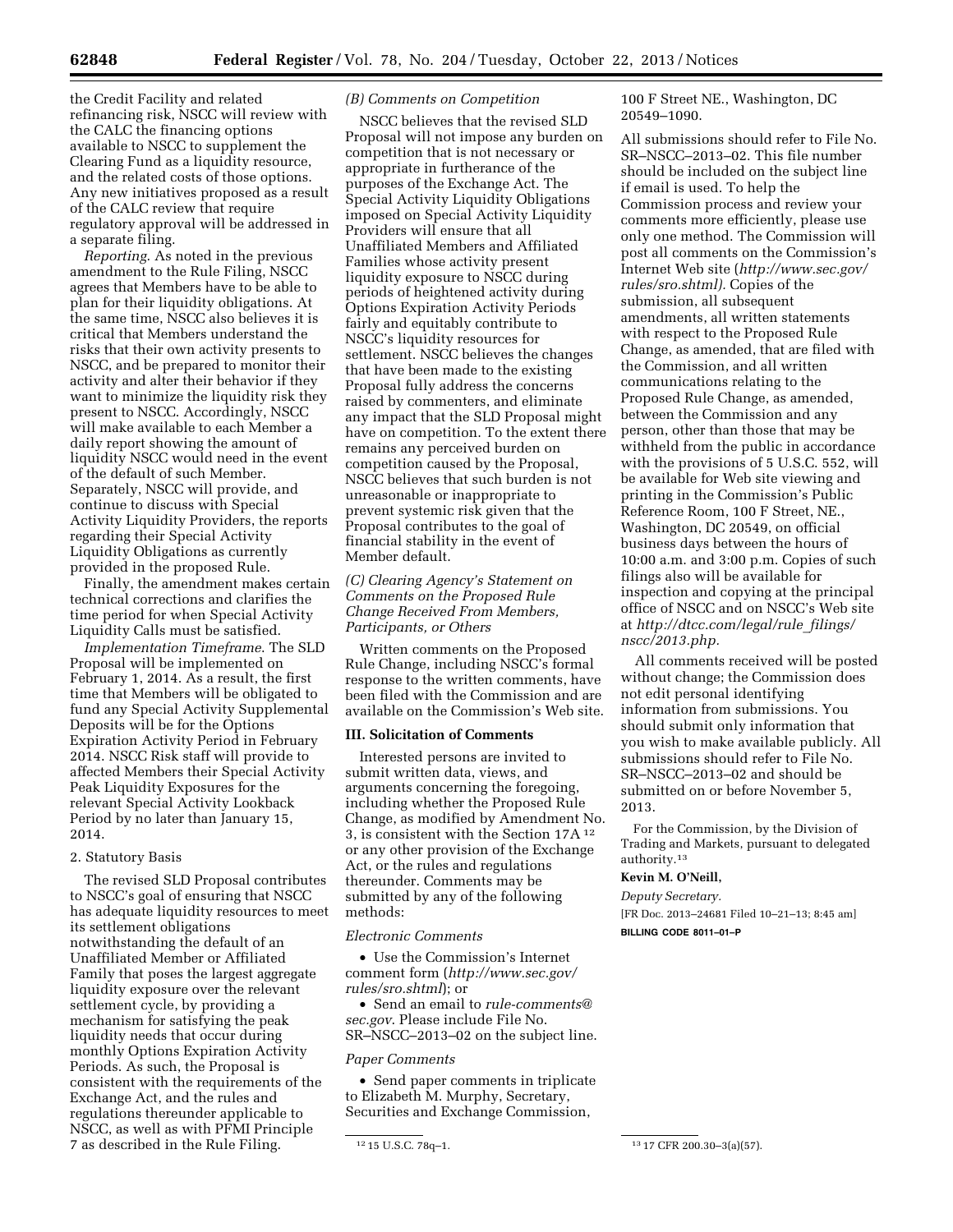the Credit Facility and related refinancing risk, NSCC will review with the CALC the financing options available to NSCC to supplement the Clearing Fund as a liquidity resource, and the related costs of those options. Any new initiatives proposed as a result of the CALC review that require regulatory approval will be addressed in a separate filing.

*Reporting*. As noted in the previous amendment to the Rule Filing, NSCC agrees that Members have to be able to plan for their liquidity obligations. At the same time, NSCC also believes it is critical that Members understand the risks that their own activity presents to NSCC, and be prepared to monitor their activity and alter their behavior if they want to minimize the liquidity risk they present to NSCC. Accordingly, NSCC will make available to each Member a daily report showing the amount of liquidity NSCC would need in the event of the default of such Member. Separately, NSCC will provide, and continue to discuss with Special Activity Liquidity Providers, the reports regarding their Special Activity Liquidity Obligations as currently provided in the proposed Rule.

Finally, the amendment makes certain technical corrections and clarifies the time period for when Special Activity Liquidity Calls must be satisfied.

*Implementation Timeframe*. The SLD Proposal will be implemented on February 1, 2014. As a result, the first time that Members will be obligated to fund any Special Activity Supplemental Deposits will be for the Options Expiration Activity Period in February 2014. NSCC Risk staff will provide to affected Members their Special Activity Peak Liquidity Exposures for the relevant Special Activity Lookback Period by no later than January 15, 2014.

2. Statutory Basis

The revised SLD Proposal contributes to NSCC's goal of ensuring that NSCC has adequate liquidity resources to meet its settlement obligations notwithstanding the default of an Unaffiliated Member or Affiliated Family that poses the largest aggregate liquidity exposure over the relevant settlement cycle, by providing a mechanism for satisfying the peak liquidity needs that occur during monthly Options Expiration Activity Periods. As such, the Proposal is consistent with the requirements of the Exchange Act, and the rules and regulations thereunder applicable to NSCC, as well as with PFMI Principle 7 as described in the Rule Filing.

*(B) Comments on Competition*

NSCC believes that the revised SLD Proposal will not impose any burden on competition that is not necessary or appropriate in furtherance of the purposes of the Exchange Act. The Special Activity Liquidity Obligations imposed on Special Activity Liquidity Providers will ensure that all Unaffiliated Members and Affiliated Families whose activity present liquidity exposure to NSCC during periods of heightened activity during Options Expiration Activity Periods fairly and equitably contribute to NSCC's liquidity resources for settlement. NSCC believes the changes that have been made to the existing Proposal fully address the concerns raised by commenters, and eliminate any impact that the SLD Proposal might have on competition. To the extent there remains any perceived burden on competition caused by the Proposal, NSCC believes that such burden is not unreasonable or inappropriate to prevent systemic risk given that the Proposal contributes to the goal of financial stability in the event of Member default.

*(C) Clearing Agency's Statement on Comments on the Proposed Rule Change Received From Members, Participants, or Others*

Written comments on the Proposed Rule Change, including NSCC's formal response to the written comments, have been filed with the Commission and are available on the Commission's Web site.

## III. Solicitation of Comments

Interested persons are invited to submit written data, views, and arguments concerning the foregoing, including whether the Proposed Rule Change, as modified by Amendment No. 3, is consistent with the Section 17A [12] or any other provision of the Exchange Act, or the rules and regulations thereunder. Comments may be submitted by any of the following methods:

*Electronic Comments*

- Use the Commission's Internet comment form (*http://www.sec.gov/rules/sro.shtml*); or
- Send an email to *rule-comments@sec.gov*. Please include File No. SR–NSCC–2013–02 on the subject line.

*Paper Comments*

- Send paper comments in triplicate to Elizabeth M. Murphy, Secretary, Securities and Exchange Commission, 100 F Street NE., Washington, DC 20549–1090.

All submissions should refer to File No. SR–NSCC–2013–02. This file number should be included on the subject line if email is used. To help the Commission process and review your comments more efficiently, please use only one method. The Commission will post all comments on the Commission's Internet Web site (*http://www.sec.gov/rules/sro.shtml).* Copies of the submission, all subsequent amendments, all written statements with respect to the Proposed Rule Change, as amended, that are filed with the Commission, and all written communications relating to the Proposed Rule Change, as amended, between the Commission and any person, other than those that may be withheld from the public in accordance with the provisions of 5 U.S.C. 552, will be available for Web site viewing and printing in the Commission's Public Reference Room, 100 F Street, NE., Washington, DC 20549, on official business days between the hours of 10:00 a.m. and 3:00 p.m. Copies of such filings also will be available for inspection and copying at the principal office of NSCC and on NSCC's Web site at *http://dtcc.com/legal/rule_filings/nscc/2013.php.*

All comments received will be posted without change; the Commission does not edit personal identifying information from submissions. You should submit only information that you wish to make available publicly. All submissions should refer to File No. SR–NSCC–2013–02 and should be submitted on or before November 5, 2013.

For the Commission, by the Division of Trading and Markets, pursuant to delegated authority.[13]

**Kevin M. O'Neill,**

*Deputy Secretary.*

[FR Doc. 2013–24681 Filed 10–21–13; 8:45 am]

**BILLING CODE 8011–01–P**

---

[12] 15 U.S.C. 78q–1.

[13] 17 CFR 200.30–3(a)(57).